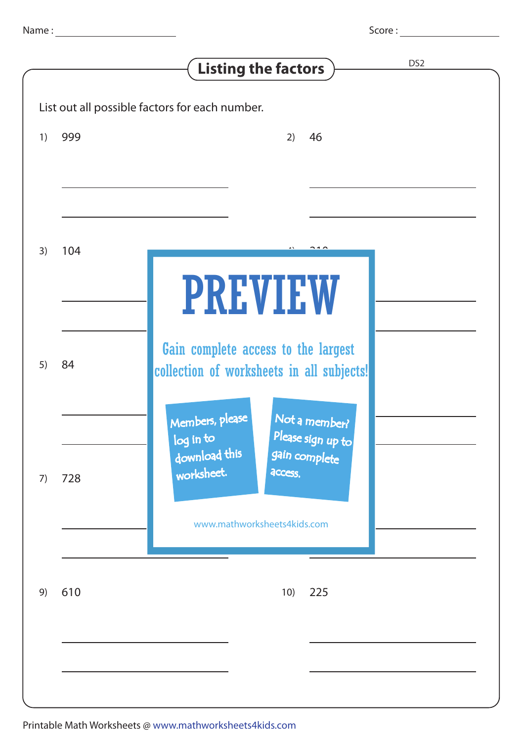Name : ____________________ Score : ____________________

# Listing the factors

DS2

List out all possible factors for each number.

1) 999

2) 46

3) 104

4) 210

5) 84

7) 728

9) 610

10) 225

**PREVIEW**

Gain complete access to the largest collection of worksheets in all subjects!

Members, please log in to download this worksheet.

Not a member? Please sign up to gain complete access.

www.mathworksheets4kids.com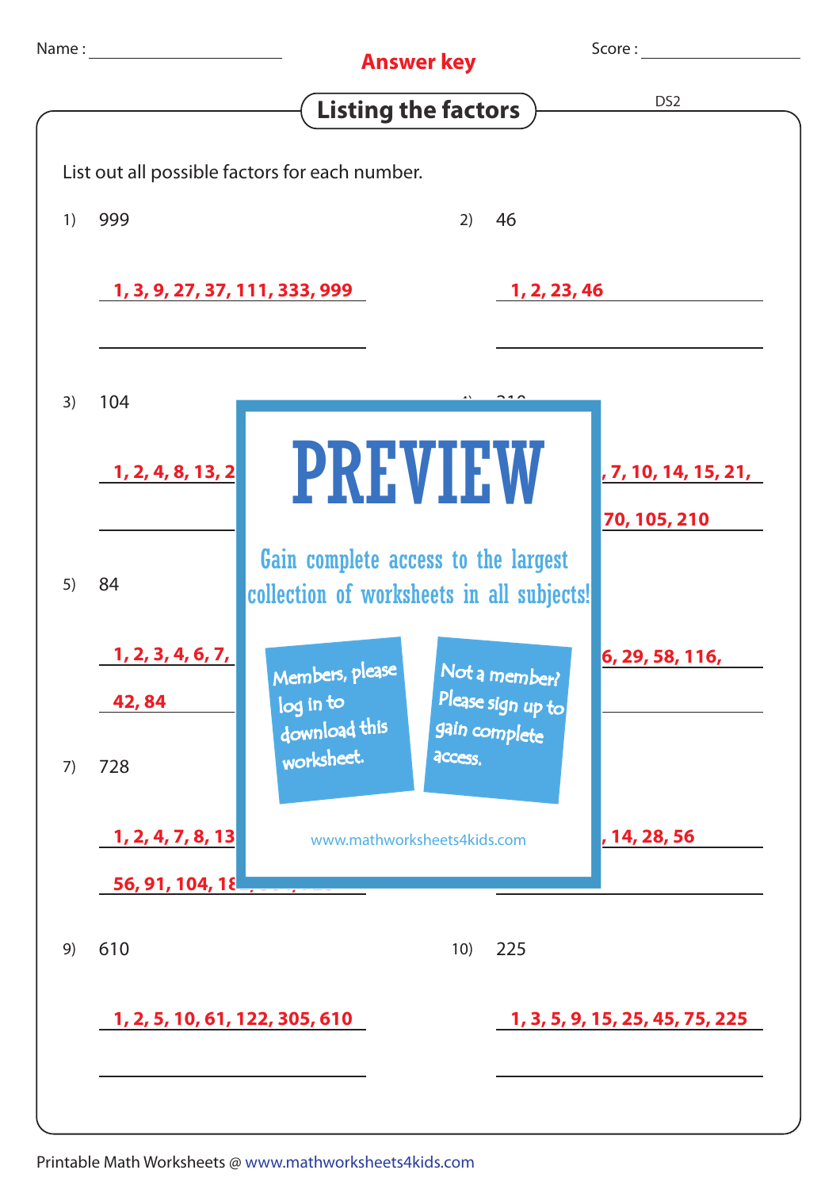Name : ____________ **Answer key** Score : ____________

## Listing the factors

DS2

List out all possible factors for each number.

1) 999

**1, 3, 9, 27, 37, 111, 333, 999**

2) 46

**1, 2, 23, 46**

3) 104

**1, 2, 4, 8, 13, 2**

4) 210

**, 7, 10, 14, 15, 21,**

**70, 105, 210**

5) 84

**1, 2, 3, 4, 6, 7,**

**42, 84**

6)

**6, 29, 58, 116,**

7) 728

**1, 2, 4, 7, 8, 13**

**56, 91, 104, 18**

8)

**, 14, 28, 56**

PREVIEW

Gain complete access to the largest collection of worksheets in all subjects!

Members, please log in to download this worksheet.

Not a member? Please sign up to gain complete access.

www.mathworksheets4kids.com

9) 610

**1, 2, 5, 10, 61, 122, 305, 610**

10) 225

**1, 3, 5, 9, 15, 25, 45, 75, 225**

Printable Math Worksheets @ www.mathworksheets4kids.com